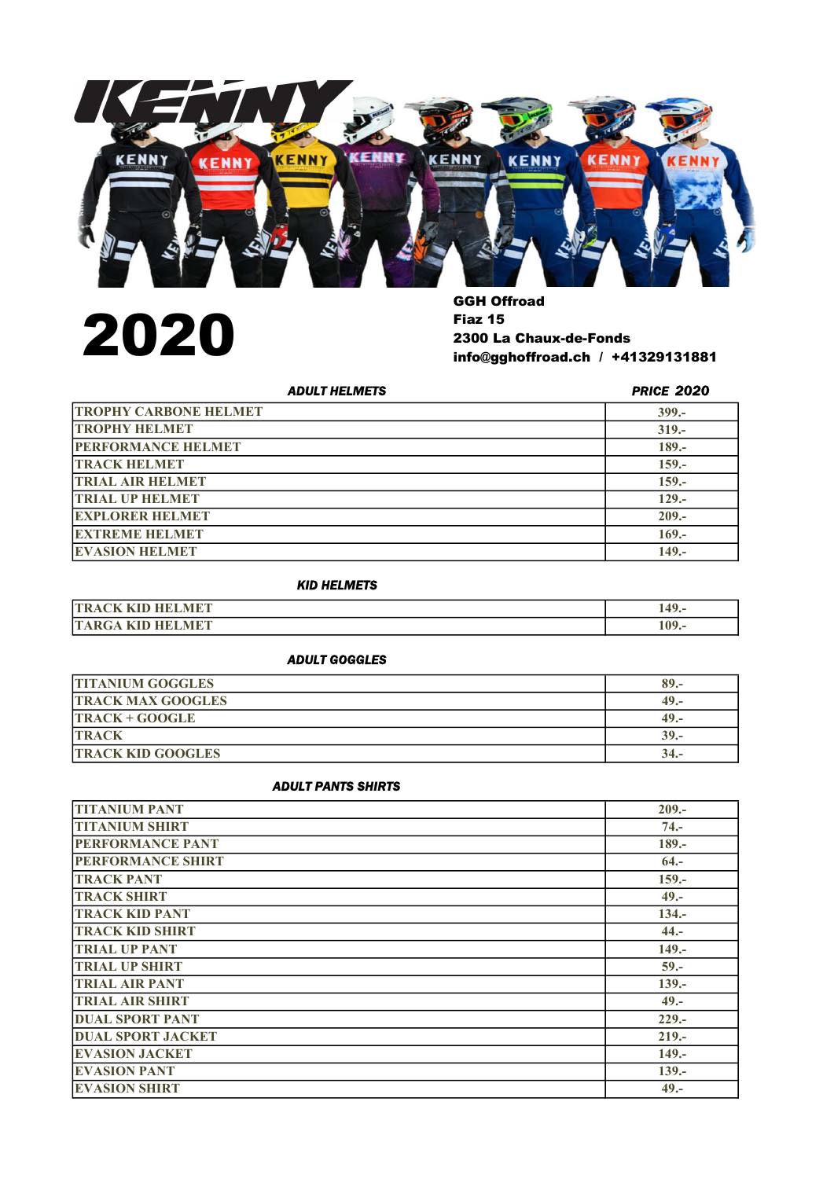KENNY

# 2020

**GGH Offroad**
**Fiaz 15**
**2300 La Chaux-de-Fonds**
**info@gghoffroad.ch / +41329131881**

| *ADULT HELMETS* | *PRICE 2020* |
|---|---|
| TROPHY CARBONE HELMET | 399.- |
| TROPHY HELMET | 319.- |
| PERFORMANCE HELMET | 189.- |
| TRACK HELMET | 159.- |
| TRIAL AIR HELMET | 159.- |
| TRIAL UP HELMET | 129.- |
| EXPLORER HELMET | 209.- |
| EXTREME HELMET | 169.- |
| EVASION HELMET | 149.- |

| *KID HELMETS* | |
|---|---|
| TRACK KID HELMET | 149.- |
| TARGA KID HELMET | 109.- |

| *ADULT GOGGLES* | |
|---|---|
| TITANIUM GOGGLES | 89.- |
| TRACK MAX GOOGLES | 49.- |
| TRACK + GOOGLE | 49.- |
| TRACK | 39.- |
| TRACK KID GOOGLES | 34.- |

| *ADULT PANTS SHIRTS* | |
|---|---|
| TITANIUM PANT | 209.- |
| TITANIUM SHIRT | 74.- |
| PERFORMANCE PANT | 189.- |
| PERFORMANCE SHIRT | 64.- |
| TRACK PANT | 159.- |
| TRACK SHIRT | 49.- |
| TRACK KID PANT | 134.- |
| TRACK KID SHIRT | 44.- |
| TRIAL UP PANT | 149.- |
| TRIAL UP SHIRT | 59.- |
| TRIAL AIR PANT | 139.- |
| TRIAL AIR SHIRT | 49.- |
| DUAL SPORT PANT | 229.- |
| DUAL SPORT JACKET | 219.- |
| EVASION JACKET | 149.- |
| EVASION PANT | 139.- |
| EVASION SHIRT | 49.- |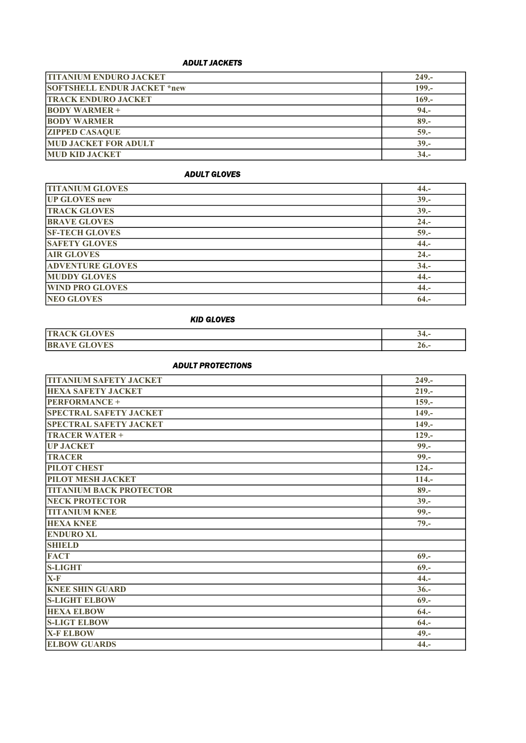### *ADULT JACKETS*

| | |
|---|---|
| **TITANIUM ENDURO JACKET** | **249.-** |
| **SOFTSHELL ENDUR JACKET *new** | **199.-** |
| **TRACK ENDURO JACKET** | **169.-** |
| **BODY WARMER +** | **94.-** |
| **BODY WARMER** | **89.-** |
| **ZIPPED CASAQUE** | **59.-** |
| **MUD JACKET FOR ADULT** | **39.-** |
| **MUD KID JACKET** | **34.-** |

### *ADULT GLOVES*

| | |
|---|---|
| **TITANIUM GLOVES** | **44.-** |
| **UP GLOVES new** | **39.-** |
| **TRACK GLOVES** | **39.-** |
| **BRAVE GLOVES** | **24.-** |
| **SF-TECH GLOVES** | **59.-** |
| **SAFETY GLOVES** | **44.-** |
| **AIR GLOVES** | **24.-** |
| **ADVENTURE GLOVES** | **34.-** |
| **MUDDY GLOVES** | **44.-** |
| **WIND PRO GLOVES** | **44.-** |
| **NEO GLOVES** | **64.-** |

### *KID GLOVES*

| | |
|---|---|
| **TRACK GLOVES** | **34.-** |
| **BRAVE GLOVES** | **26.-** |

### *ADULT PROTECTIONS*

| | |
|---|---|
| **TITANIUM SAFETY JACKET** | **249.-** |
| **HEXA SAFETY JACKET** | **219.-** |
| **PERFORMANCE +** | **159.-** |
| **SPECTRAL SAFETY JACKET** | **149.-** |
| **SPECTRAL SAFETY JACKET** | **149.-** |
| **TRACER WATER +** | **129.-** |
| **UP JACKET** | **99.-** |
| **TRACER** | **99.-** |
| **PILOT CHEST** | **124.-** |
| **PILOT MESH JACKET** | **114.-** |
| **TITANIUM BACK PROTECTOR** | **89.-** |
| **NECK PROTECTOR** | **39.-** |
| **TITANIUM KNEE** | **99.-** |
| **HEXA KNEE** | **79.-** |
| **ENDURO XL** | |
| **SHIELD** | |
| **FACT** | **69.-** |
| **S-LIGHT** | **69.-** |
| **X-F** | **44.-** |
| **KNEE SHIN GUARD** | **36.-** |
| **S-LIGHT ELBOW** | **69.-** |
| **HEXA ELBOW** | **64.-** |
| **S-LIGT ELBOW** | **64.-** |
| **X-F ELBOW** | **49.-** |
| **ELBOW GUARDS** | **44.-** |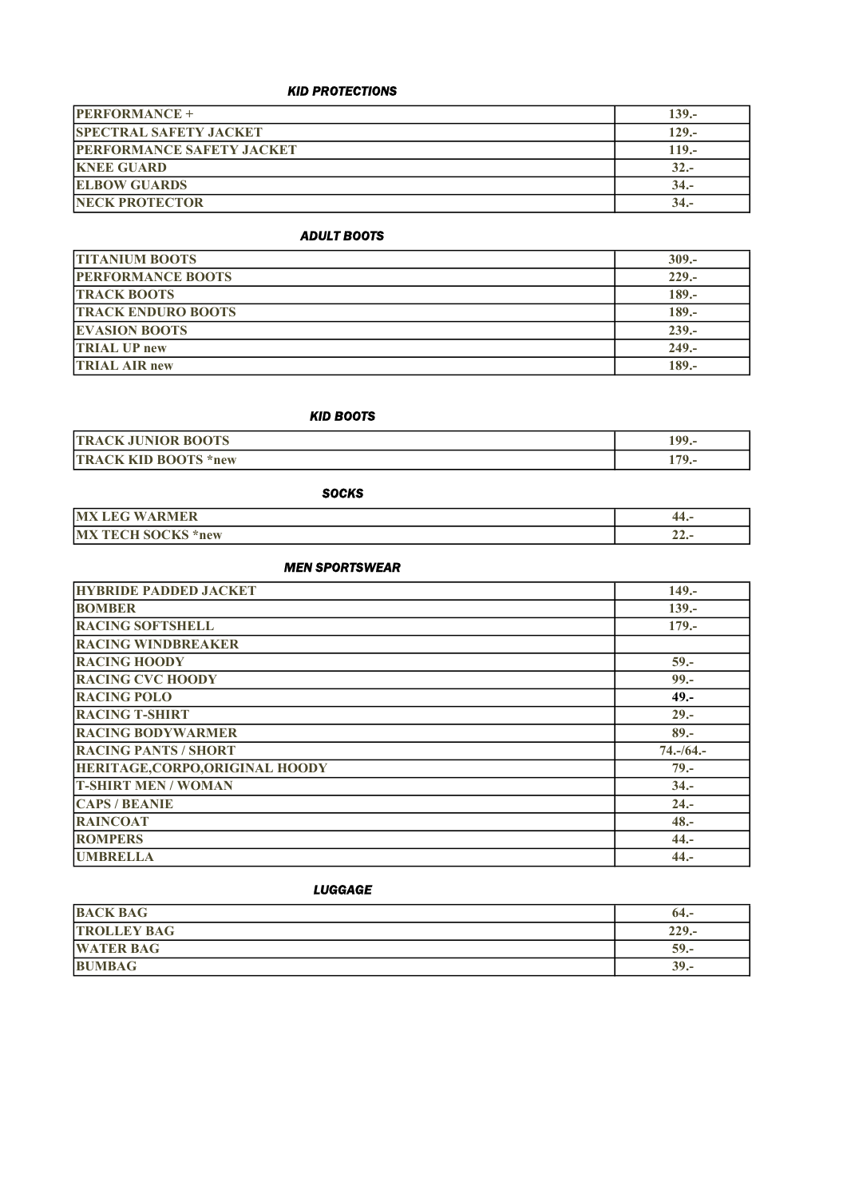***KID PROTECTIONS***

| | |
|---|---|
| **PERFORMANCE +** | **139.-** |
| **SPECTRAL SAFETY JACKET** | **129.-** |
| **PERFORMANCE SAFETY JACKET** | **119.-** |
| **KNEE GUARD** | **32.-** |
| **ELBOW GUARDS** | **34.-** |
| **NECK PROTECTOR** | **34.-** |

***ADULT BOOTS***

| | |
|---|---|
| **TITANIUM BOOTS** | **309.-** |
| **PERFORMANCE BOOTS** | **229.-** |
| **TRACK BOOTS** | **189.-** |
| **TRACK ENDURO BOOTS** | **189.-** |
| **EVASION BOOTS** | **239.-** |
| **TRIAL UP new** | **249.-** |
| **TRIAL AIR new** | **189.-** |

***KID BOOTS***

| | |
|---|---|
| **TRACK JUNIOR BOOTS** | **199.-** |
| **TRACK KID BOOTS *new** | **179.-** |

***SOCKS***

| | |
|---|---|
| **MX LEG WARMER** | **44.-** |
| **MX TECH SOCKS *new** | **22.-** |

***MEN SPORTSWEAR***

| | |
|---|---|
| **HYBRIDE PADDED JACKET** | **149.-** |
| **BOMBER** | **139.-** |
| **RACING SOFTSHELL** | **179.-** |
| **RACING WINDBREAKER** | |
| **RACING HOODY** | **59.-** |
| **RACING CVC HOODY** | **99.-** |
| **RACING POLO** | **49.-** |
| **RACING T-SHIRT** | **29.-** |
| **RACING BODYWARMER** | **89.-** |
| **RACING PANTS / SHORT** | **74.-/64.-** |
| **HERITAGE,CORPO,ORIGINAL HOODY** | **79.-** |
| **T-SHIRT MEN / WOMAN** | **34.-** |
| **CAPS / BEANIE** | **24.-** |
| **RAINCOAT** | **48.-** |
| **ROMPERS** | **44.-** |
| **UMBRELLA** | **44.-** |

***LUGGAGE***

| | |
|---|---|
| **BACK BAG** | **64.-** |
| **TROLLEY BAG** | **229.-** |
| **WATER BAG** | **59.-** |
| **BUMBAG** | **39.-** |